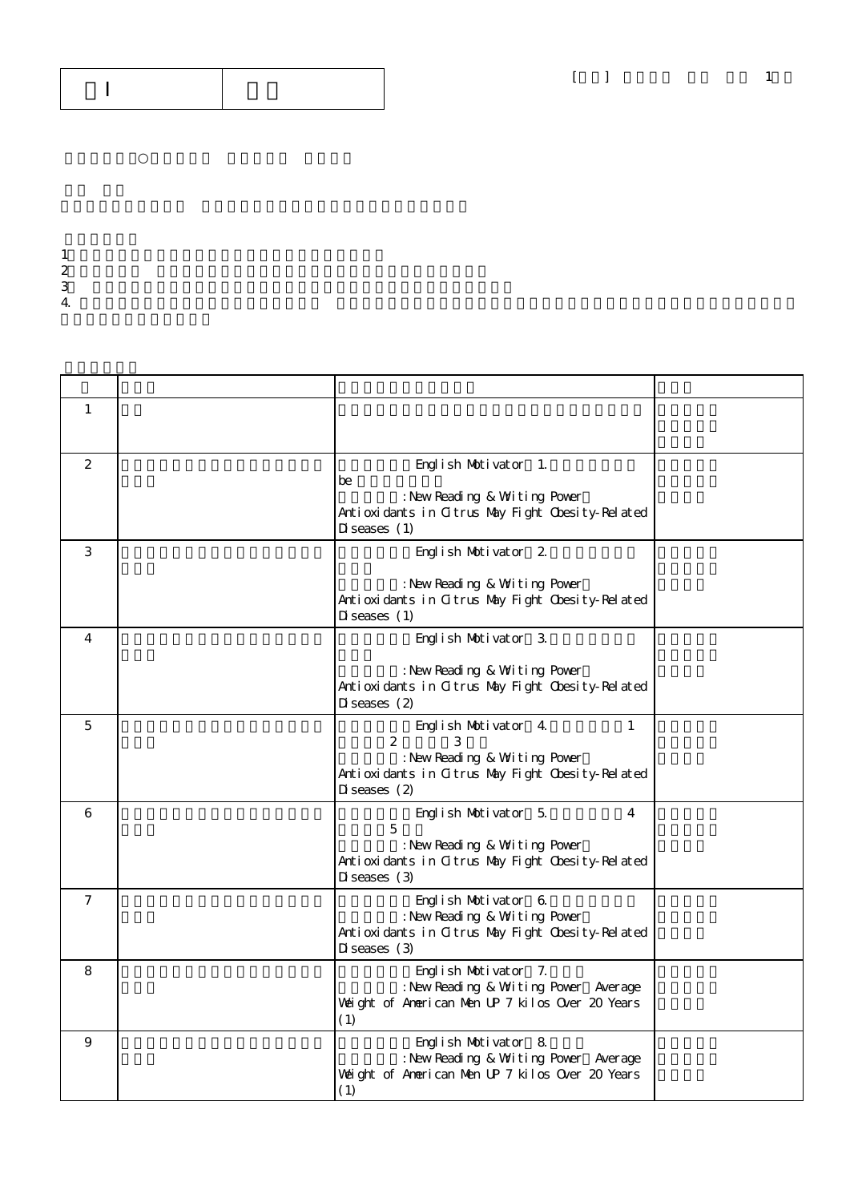| I | |
|---|---|

○

1
2
3
4.

| | | | |
|---|---|---|---|
| 1 | | | |
| 2 | | English Motivator 1. be : New Reading & Writing Power Antioxidants in Citrus May Fight Obesity-Related Diseases (1) | |
| 3 | | English Motivator 2. : New Reading & Writing Power Antioxidants in Citrus May Fight Obesity-Related Diseases (1) | |
| 4 | | English Motivator 3. : New Reading & Writing Power Antioxidants in Citrus May Fight Obesity-Related Diseases (2) | |
| 5 | | English Motivator 4. 1 2 3 : New Reading & Writing Power Antioxidants in Citrus May Fight Obesity-Related Diseases (2) | |
| 6 | | English Motivator 5. 4 5 : New Reading & Writing Power Antioxidants in Citrus May Fight Obesity-Related Diseases (3) | |
| 7 | | English Motivator 6. : New Reading & Writing Power Antioxidants in Citrus May Fight Obesity-Related Diseases (3) | |
| 8 | | English Motivator 7. : New Reading & Writing Power Average Weight of American Men UP 7 kilos Over 20 Years (1) | |
| 9 | | English Motivator 8. : New Reading & Writing Power Average Weight of American Men UP 7 kilos Over 20 Years (1) | |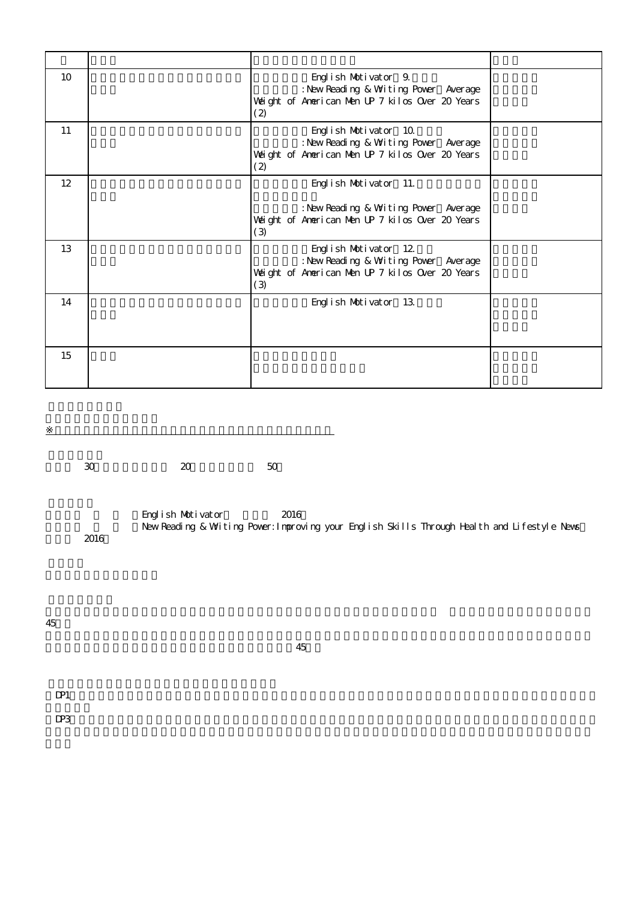| | | | |
|---|---|---|---|
| 10 | | English Motivator 9.<br>: New Reading & Writing Power Average Weight of American Men UP 7 kilos Over 20 Years (2) | |
| 11 | | English Motivator 10.<br>: New Reading & Writing Power Average Weight of American Men UP 7 kilos Over 20 Years (2) | |
| 12 | | English Motivator 11.<br>: New Reading & Writing Power Average Weight of American Men UP 7 kilos Over 20 Years (3) | |
| 13 | | English Motivator 12.<br>: New Reading & Writing Power Average Weight of American Men UP 7 kilos Over 20 Years (3) | |
| 14 | | English Motivator 13. | |
| 15 | | | |

※

30 20 50

English Motivator 2016
New Reading & Writing Power: Improving your English Skills Through Health and Lifestyle News
2016

45

45

DP1

DP3